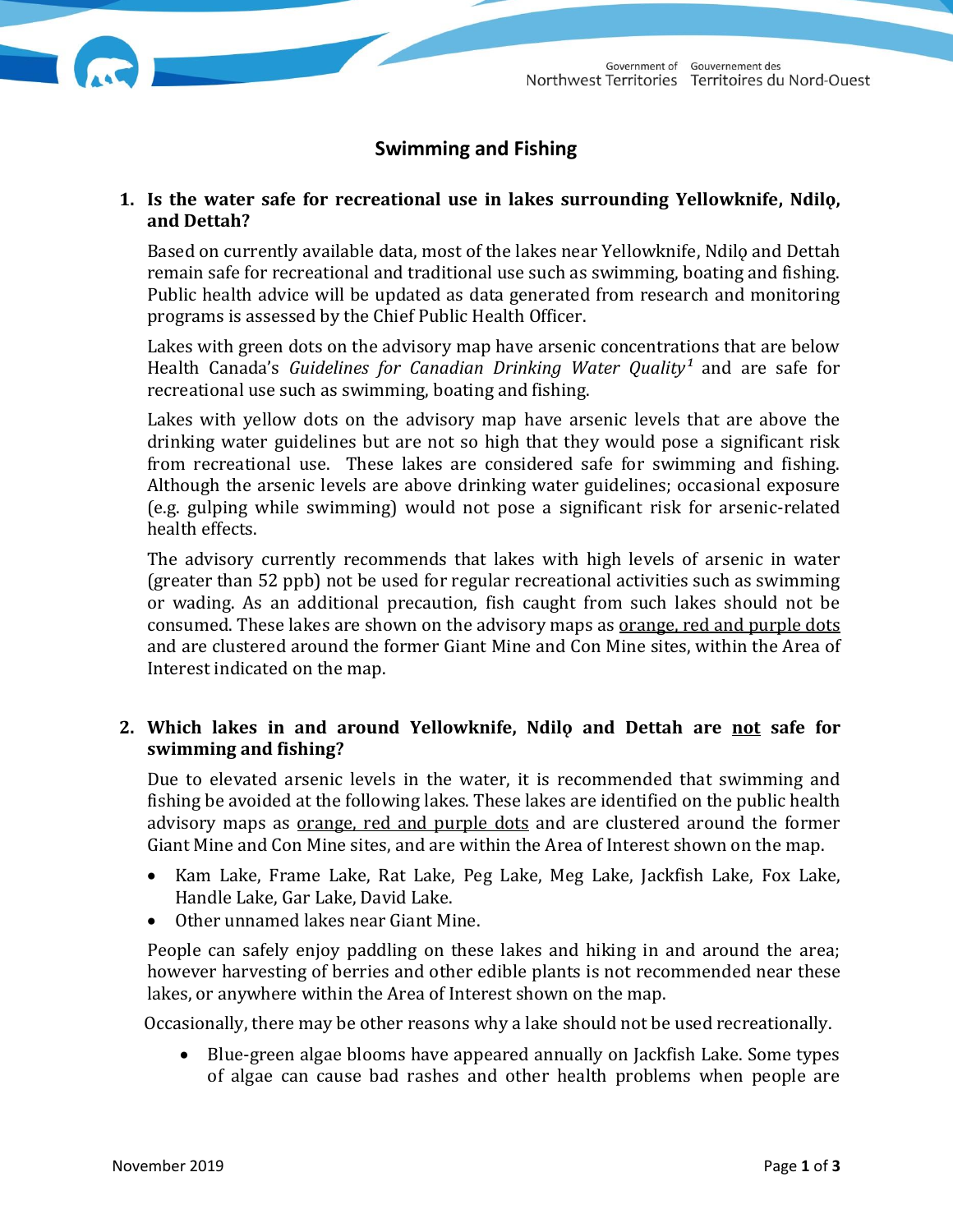# Swimming and Fishing

**1. Is the water safe for recreational use in lakes surrounding Yellowknife, Ndilǫ, and Dettah?**

Based on currently available data, most of the lakes near Yellowknife, Ndilǫ and Dettah remain safe for recreational and traditional use such as swimming, boating and fishing. Public health advice will be updated as data generated from research and monitoring programs is assessed by the Chief Public Health Officer.

Lakes with green dots on the advisory map have arsenic concentrations that are below Health Canada's *Guidelines for Canadian Drinking Water Quality*[1] and are safe for recreational use such as swimming, boating and fishing.

Lakes with yellow dots on the advisory map have arsenic levels that are above the drinking water guidelines but are not so high that they would pose a significant risk from recreational use. These lakes are considered safe for swimming and fishing. Although the arsenic levels are above drinking water guidelines; occasional exposure (e.g. gulping while swimming) would not pose a significant risk for arsenic-related health effects.

The advisory currently recommends that lakes with high levels of arsenic in water (greater than 52 ppb) not be used for regular recreational activities such as swimming or wading. As an additional precaution, fish caught from such lakes should not be consumed. These lakes are shown on the advisory maps as <u>orange, red and purple dots</u> and are clustered around the former Giant Mine and Con Mine sites, within the Area of Interest indicated on the map.

**2. Which lakes in and around Yellowknife, Ndilǫ and Dettah are <u>not</u> safe for swimming and fishing?**

Due to elevated arsenic levels in the water, it is recommended that swimming and fishing be avoided at the following lakes. These lakes are identified on the public health advisory maps as <u>orange, red and purple dots</u> and are clustered around the former Giant Mine and Con Mine sites, and are within the Area of Interest shown on the map.

- Kam Lake, Frame Lake, Rat Lake, Peg Lake, Meg Lake, Jackfish Lake, Fox Lake, Handle Lake, Gar Lake, David Lake.
- Other unnamed lakes near Giant Mine.

People can safely enjoy paddling on these lakes and hiking in and around the area; however harvesting of berries and other edible plants is not recommended near these lakes, or anywhere within the Area of Interest shown on the map.

Occasionally, there may be other reasons why a lake should not be used recreationally.

- Blue-green algae blooms have appeared annually on Jackfish Lake. Some types of algae can cause bad rashes and other health problems when people are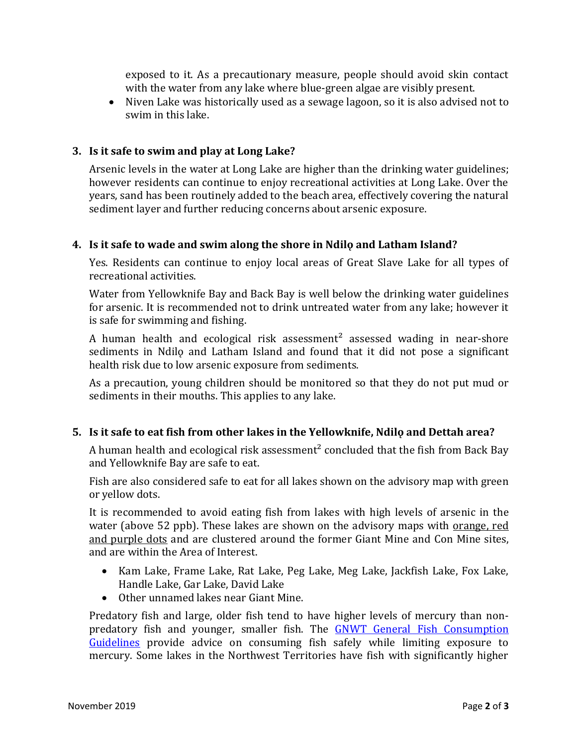exposed to it. As a precautionary measure, people should avoid skin contact with the water from any lake where blue-green algae are visibly present.

- Niven Lake was historically used as a sewage lagoon, so it is also advised not to swim in this lake.

**3. Is it safe to swim and play at Long Lake?**

Arsenic levels in the water at Long Lake are higher than the drinking water guidelines; however residents can continue to enjoy recreational activities at Long Lake. Over the years, sand has been routinely added to the beach area, effectively covering the natural sediment layer and further reducing concerns about arsenic exposure.

**4. Is it safe to wade and swim along the shore in Ndilǫ and Latham Island?**

Yes. Residents can continue to enjoy local areas of Great Slave Lake for all types of recreational activities.

Water from Yellowknife Bay and Back Bay is well below the drinking water guidelines for arsenic. It is recommended not to drink untreated water from any lake; however it is safe for swimming and fishing.

A human health and ecological risk assessment[2] assessed wading in near-shore sediments in Ndilǫ and Latham Island and found that it did not pose a significant health risk due to low arsenic exposure from sediments.

As a precaution, young children should be monitored so that they do not put mud or sediments in their mouths. This applies to any lake.

**5. Is it safe to eat fish from other lakes in the Yellowknife, Ndilǫ and Dettah area?**

A human health and ecological risk assessment[2] concluded that the fish from Back Bay and Yellowknife Bay are safe to eat.

Fish are also considered safe to eat for all lakes shown on the advisory map with green or yellow dots.

It is recommended to avoid eating fish from lakes with high levels of arsenic in the water (above 52 ppb). These lakes are shown on the advisory maps with orange, red and purple dots and are clustered around the former Giant Mine and Con Mine sites, and are within the Area of Interest.

- Kam Lake, Frame Lake, Rat Lake, Peg Lake, Meg Lake, Jackfish Lake, Fox Lake, Handle Lake, Gar Lake, David Lake
- Other unnamed lakes near Giant Mine.

Predatory fish and large, older fish tend to have higher levels of mercury than non-predatory fish and younger, smaller fish. The GNWT General Fish Consumption Guidelines provide advice on consuming fish safely while limiting exposure to mercury. Some lakes in the Northwest Territories have fish with significantly higher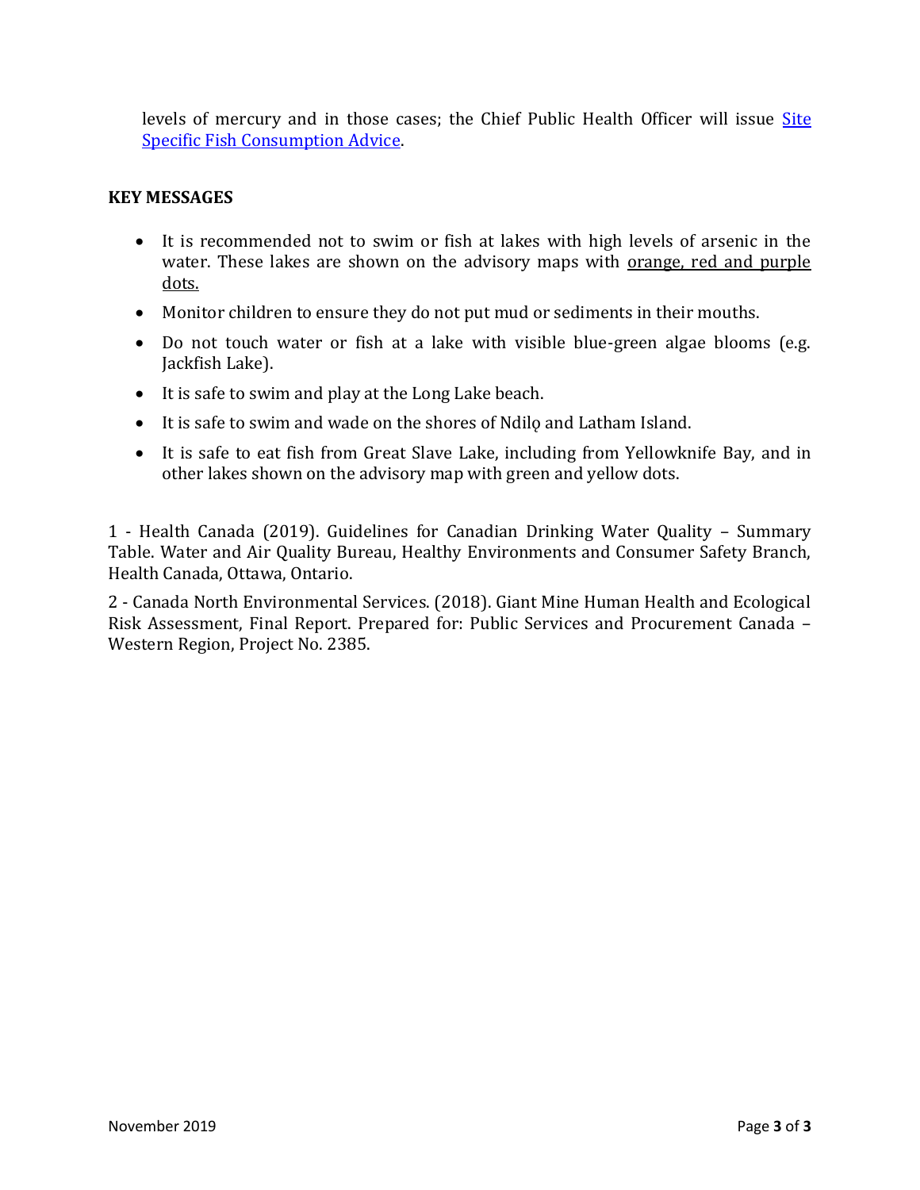levels of mercury and in those cases; the Chief Public Health Officer will issue [Site Specific Fish Consumption Advice].

**KEY MESSAGES**

- It is recommended not to swim or fish at lakes with high levels of arsenic in the water. These lakes are shown on the advisory maps with orange, red and purple dots.
- Monitor children to ensure they do not put mud or sediments in their mouths.
- Do not touch water or fish at a lake with visible blue-green algae blooms (e.g. Jackfish Lake).
- It is safe to swim and play at the Long Lake beach.
- It is safe to swim and wade on the shores of Ndilǫ and Latham Island.
- It is safe to eat fish from Great Slave Lake, including from Yellowknife Bay, and in other lakes shown on the advisory map with green and yellow dots.

1 - Health Canada (2019). Guidelines for Canadian Drinking Water Quality – Summary Table. Water and Air Quality Bureau, Healthy Environments and Consumer Safety Branch, Health Canada, Ottawa, Ontario.

2 - Canada North Environmental Services. (2018). Giant Mine Human Health and Ecological Risk Assessment, Final Report. Prepared for: Public Services and Procurement Canada – Western Region, Project No. 2385.